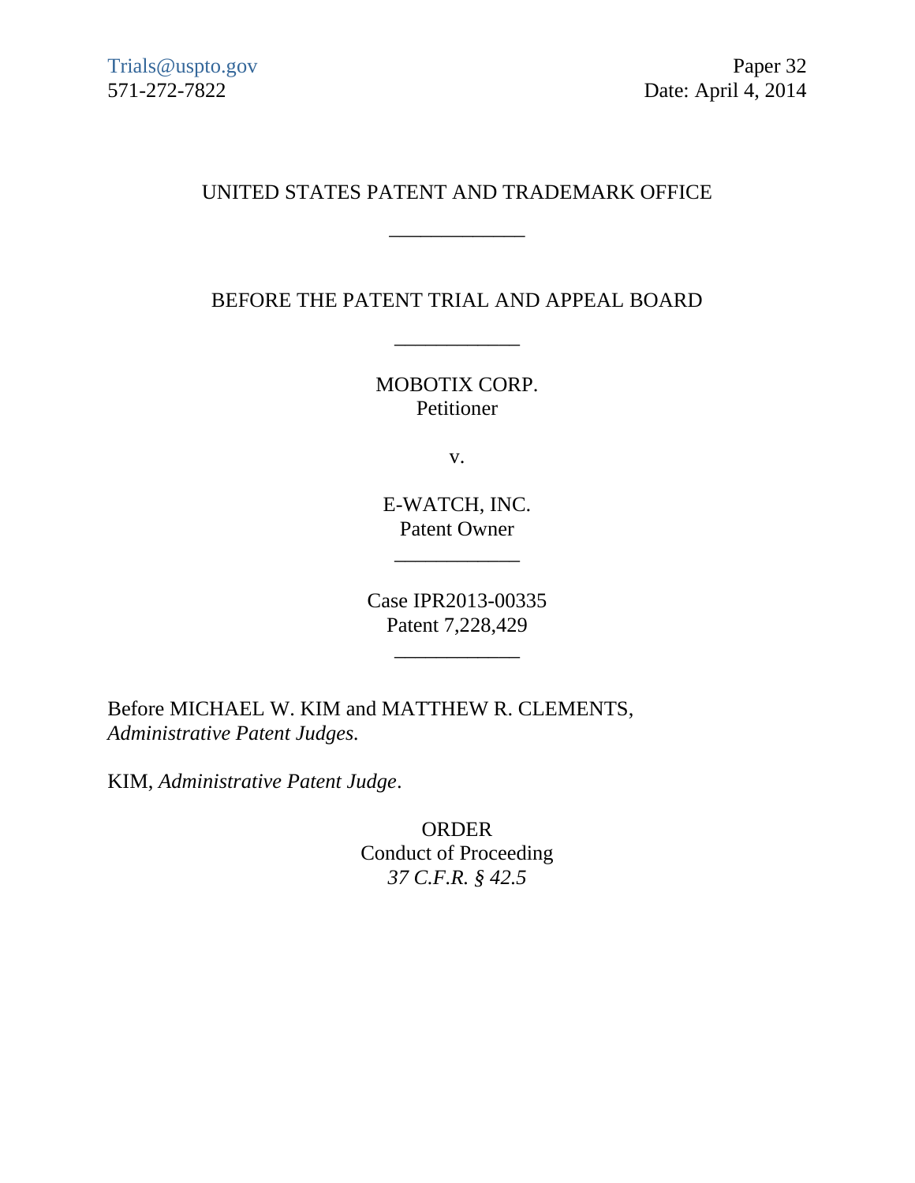Trials@uspto.gov
571-272-7822

Paper 32
Date: April 4, 2014

UNITED STATES PATENT AND TRADEMARK OFFICE

\_\_\_\_\_\_\_\_\_\_\_\_

BEFORE THE PATENT TRIAL AND APPEAL BOARD

\_\_\_\_\_\_\_\_\_\_\_\_

MOBOTIX CORP.
Petitioner

v.

E-WATCH, INC.
Patent Owner

\_\_\_\_\_\_\_\_\_\_\_\_

Case IPR2013-00335
Patent 7,228,429

\_\_\_\_\_\_\_\_\_\_\_\_

Before MICHAEL W. KIM and MATTHEW R. CLEMENTS, *Administrative Patent Judges.*

KIM, *Administrative Patent Judge*.

ORDER
Conduct of Proceeding
*37 C.F.R. § 42.5*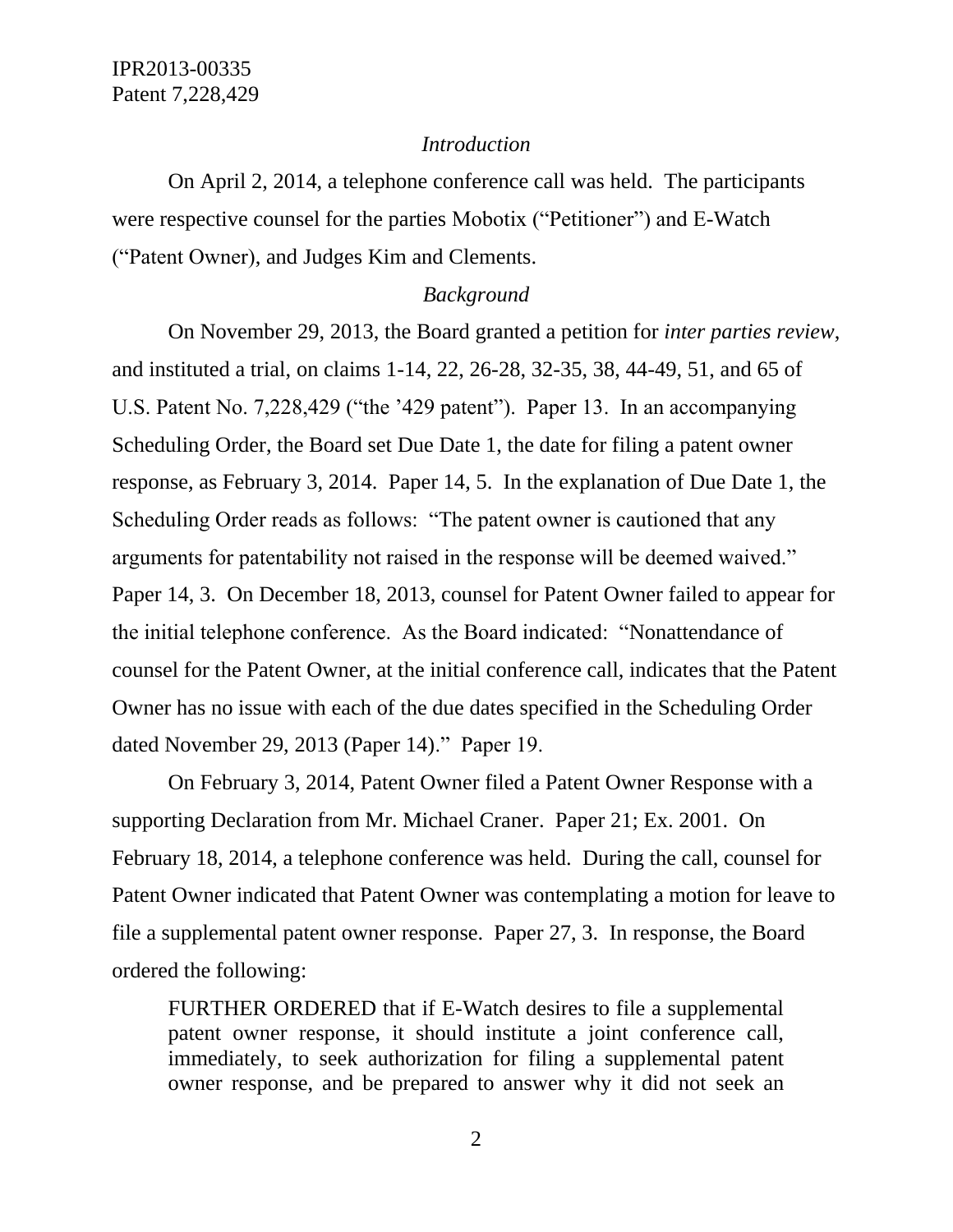*Introduction*

On April 2, 2014, a telephone conference call was held. The participants were respective counsel for the parties Mobotix ("Petitioner") and E-Watch ("Patent Owner), and Judges Kim and Clements.

*Background*

On November 29, 2013, the Board granted a petition for *inter parties review*, and instituted a trial, on claims 1-14, 22, 26-28, 32-35, 38, 44-49, 51, and 65 of U.S. Patent No. 7,228,429 ("the '429 patent"). Paper 13. In an accompanying Scheduling Order, the Board set Due Date 1, the date for filing a patent owner response, as February 3, 2014. Paper 14, 5. In the explanation of Due Date 1, the Scheduling Order reads as follows: "The patent owner is cautioned that any arguments for patentability not raised in the response will be deemed waived." Paper 14, 3. On December 18, 2013, counsel for Patent Owner failed to appear for the initial telephone conference. As the Board indicated: "Nonattendance of counsel for the Patent Owner, at the initial conference call, indicates that the Patent Owner has no issue with each of the due dates specified in the Scheduling Order dated November 29, 2013 (Paper 14)." Paper 19.

On February 3, 2014, Patent Owner filed a Patent Owner Response with a supporting Declaration from Mr. Michael Craner. Paper 21; Ex. 2001. On February 18, 2014, a telephone conference was held. During the call, counsel for Patent Owner indicated that Patent Owner was contemplating a motion for leave to file a supplemental patent owner response. Paper 27, 3. In response, the Board ordered the following:

> FURTHER ORDERED that if E-Watch desires to file a supplemental patent owner response, it should institute a joint conference call, immediately, to seek authorization for filing a supplemental patent owner response, and be prepared to answer why it did not seek an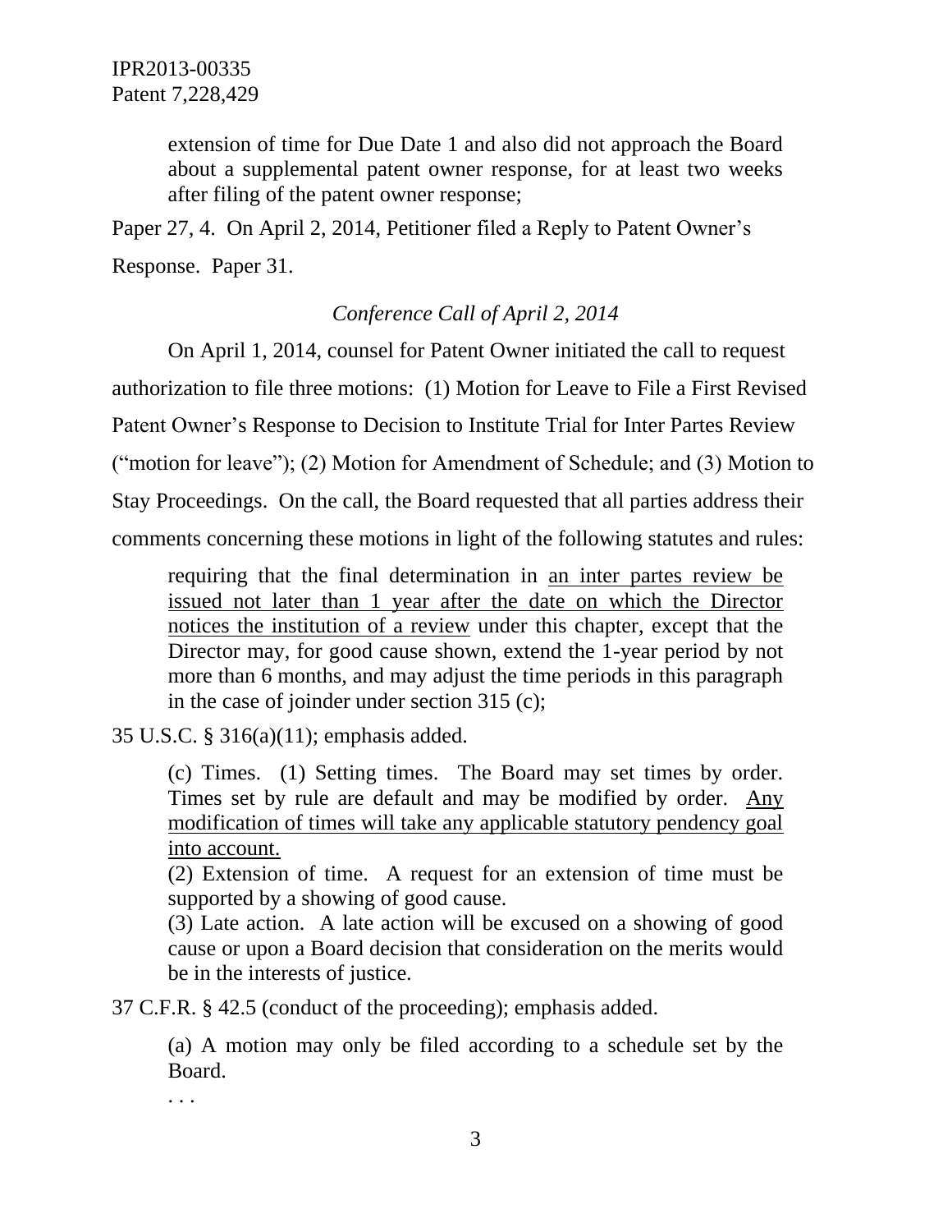> extension of time for Due Date 1 and also did not approach the Board about a supplemental patent owner response, for at least two weeks after filing of the patent owner response;

Paper 27, 4. On April 2, 2014, Petitioner filed a Reply to Patent Owner's Response. Paper 31.

*Conference Call of April 2, 2014*

On April 1, 2014, counsel for Patent Owner initiated the call to request authorization to file three motions: (1) Motion for Leave to File a First Revised Patent Owner's Response to Decision to Institute Trial for Inter Partes Review ("motion for leave"); (2) Motion for Amendment of Schedule; and (3) Motion to Stay Proceedings. On the call, the Board requested that all parties address their comments concerning these motions in light of the following statutes and rules:

> requiring that the final determination in <u>an inter partes review be issued not later than 1 year after the date on which the Director notices the institution of a review</u> under this chapter, except that the Director may, for good cause shown, extend the 1-year period by not more than 6 months, and may adjust the time periods in this paragraph in the case of joinder under section 315 (c);

35 U.S.C. § 316(a)(11); emphasis added.

> (c) Times. (1) Setting times. The Board may set times by order. Times set by rule are default and may be modified by order. <u>Any modification of times will take any applicable statutory pendency goal into account.</u>
>
> (2) Extension of time. A request for an extension of time must be supported by a showing of good cause.
>
> (3) Late action. A late action will be excused on a showing of good cause or upon a Board decision that consideration on the merits would be in the interests of justice.

37 C.F.R. § 42.5 (conduct of the proceeding); emphasis added.

> (a) A motion may only be filed according to a schedule set by the Board.
>
> . . .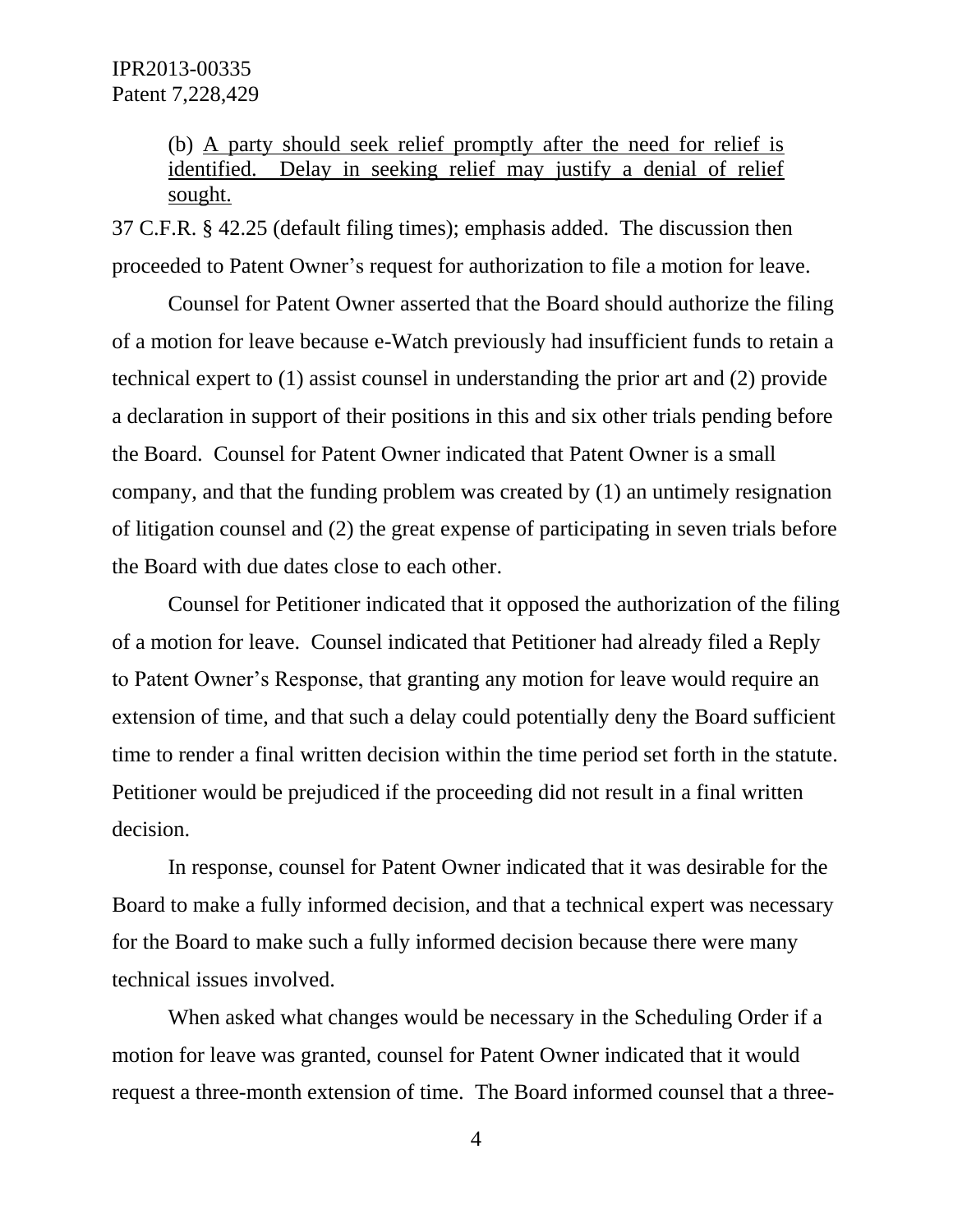> (b) <u>A party should seek relief promptly after the need for relief is identified. Delay in seeking relief may justify a denial of relief sought.</u>

37 C.F.R. § 42.25 (default filing times); emphasis added. The discussion then proceeded to Patent Owner's request for authorization to file a motion for leave.

Counsel for Patent Owner asserted that the Board should authorize the filing of a motion for leave because e-Watch previously had insufficient funds to retain a technical expert to (1) assist counsel in understanding the prior art and (2) provide a declaration in support of their positions in this and six other trials pending before the Board. Counsel for Patent Owner indicated that Patent Owner is a small company, and that the funding problem was created by (1) an untimely resignation of litigation counsel and (2) the great expense of participating in seven trials before the Board with due dates close to each other.

Counsel for Petitioner indicated that it opposed the authorization of the filing of a motion for leave. Counsel indicated that Petitioner had already filed a Reply to Patent Owner's Response, that granting any motion for leave would require an extension of time, and that such a delay could potentially deny the Board sufficient time to render a final written decision within the time period set forth in the statute. Petitioner would be prejudiced if the proceeding did not result in a final written decision.

In response, counsel for Patent Owner indicated that it was desirable for the Board to make a fully informed decision, and that a technical expert was necessary for the Board to make such a fully informed decision because there were many technical issues involved.

When asked what changes would be necessary in the Scheduling Order if a motion for leave was granted, counsel for Patent Owner indicated that it would request a three-month extension of time. The Board informed counsel that a three-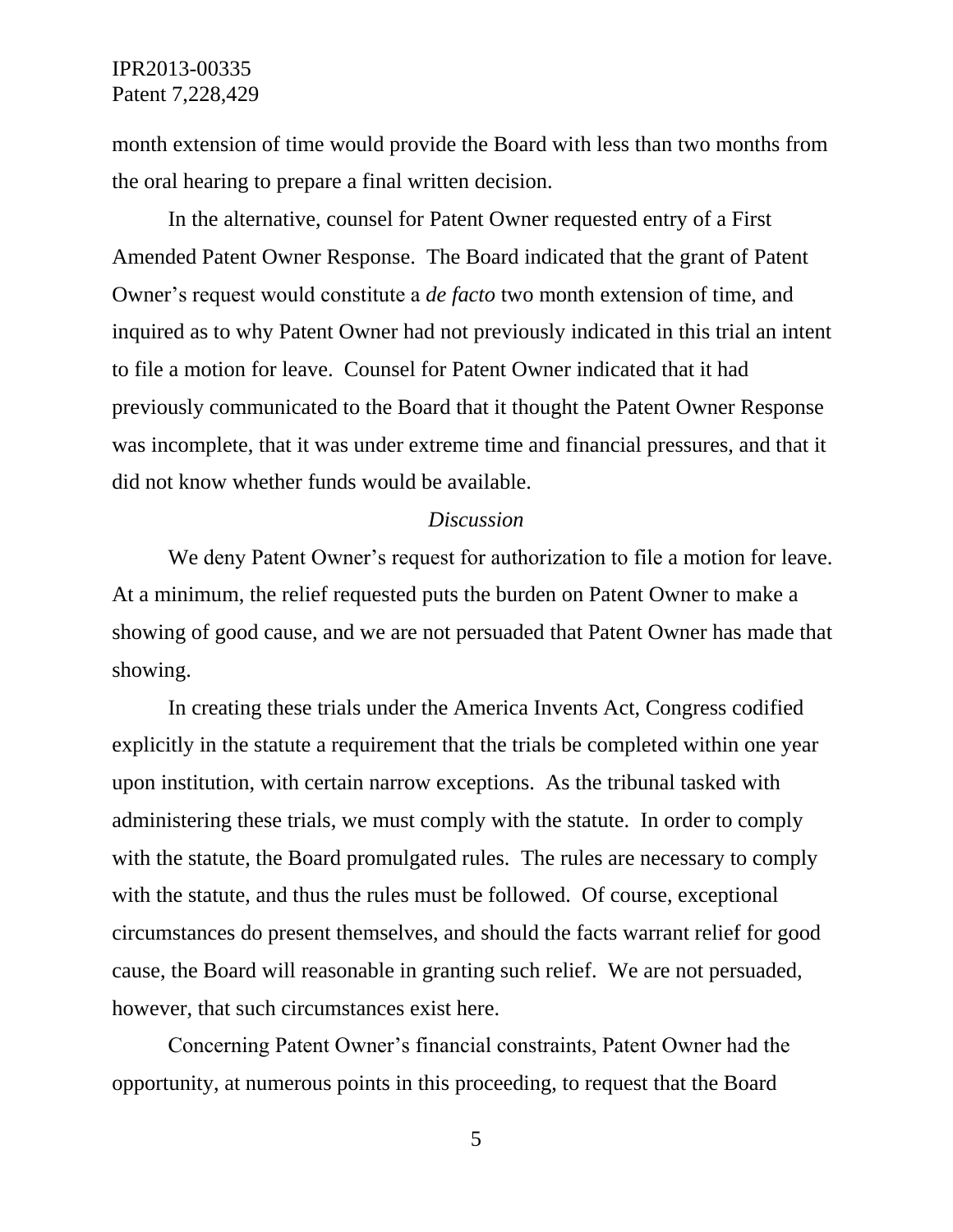month extension of time would provide the Board with less than two months from the oral hearing to prepare a final written decision.

In the alternative, counsel for Patent Owner requested entry of a First Amended Patent Owner Response. The Board indicated that the grant of Patent Owner's request would constitute a *de facto* two month extension of time, and inquired as to why Patent Owner had not previously indicated in this trial an intent to file a motion for leave. Counsel for Patent Owner indicated that it had previously communicated to the Board that it thought the Patent Owner Response was incomplete, that it was under extreme time and financial pressures, and that it did not know whether funds would be available.

*Discussion*

We deny Patent Owner's request for authorization to file a motion for leave. At a minimum, the relief requested puts the burden on Patent Owner to make a showing of good cause, and we are not persuaded that Patent Owner has made that showing.

In creating these trials under the America Invents Act, Congress codified explicitly in the statute a requirement that the trials be completed within one year upon institution, with certain narrow exceptions. As the tribunal tasked with administering these trials, we must comply with the statute. In order to comply with the statute, the Board promulgated rules. The rules are necessary to comply with the statute, and thus the rules must be followed. Of course, exceptional circumstances do present themselves, and should the facts warrant relief for good cause, the Board will reasonable in granting such relief. We are not persuaded, however, that such circumstances exist here.

Concerning Patent Owner's financial constraints, Patent Owner had the opportunity, at numerous points in this proceeding, to request that the Board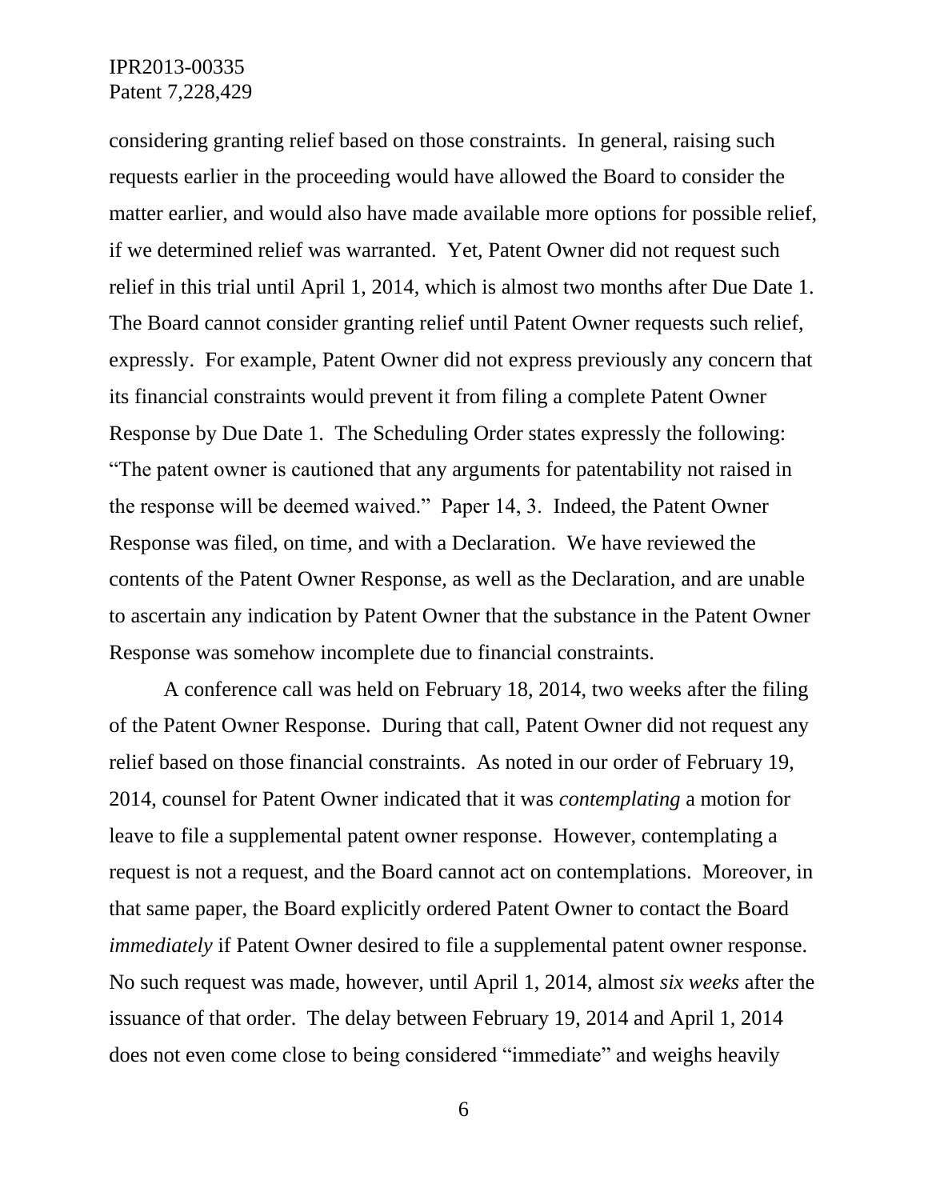considering granting relief based on those constraints. In general, raising such requests earlier in the proceeding would have allowed the Board to consider the matter earlier, and would also have made available more options for possible relief, if we determined relief was warranted. Yet, Patent Owner did not request such relief in this trial until April 1, 2014, which is almost two months after Due Date 1. The Board cannot consider granting relief until Patent Owner requests such relief, expressly. For example, Patent Owner did not express previously any concern that its financial constraints would prevent it from filing a complete Patent Owner Response by Due Date 1. The Scheduling Order states expressly the following: "The patent owner is cautioned that any arguments for patentability not raised in the response will be deemed waived." Paper 14, 3. Indeed, the Patent Owner Response was filed, on time, and with a Declaration. We have reviewed the contents of the Patent Owner Response, as well as the Declaration, and are unable to ascertain any indication by Patent Owner that the substance in the Patent Owner Response was somehow incomplete due to financial constraints.

A conference call was held on February 18, 2014, two weeks after the filing of the Patent Owner Response. During that call, Patent Owner did not request any relief based on those financial constraints. As noted in our order of February 19, 2014, counsel for Patent Owner indicated that it was *contemplating* a motion for leave to file a supplemental patent owner response. However, contemplating a request is not a request, and the Board cannot act on contemplations. Moreover, in that same paper, the Board explicitly ordered Patent Owner to contact the Board *immediately* if Patent Owner desired to file a supplemental patent owner response. No such request was made, however, until April 1, 2014, almost *six weeks* after the issuance of that order. The delay between February 19, 2014 and April 1, 2014 does not even come close to being considered "immediate" and weighs heavily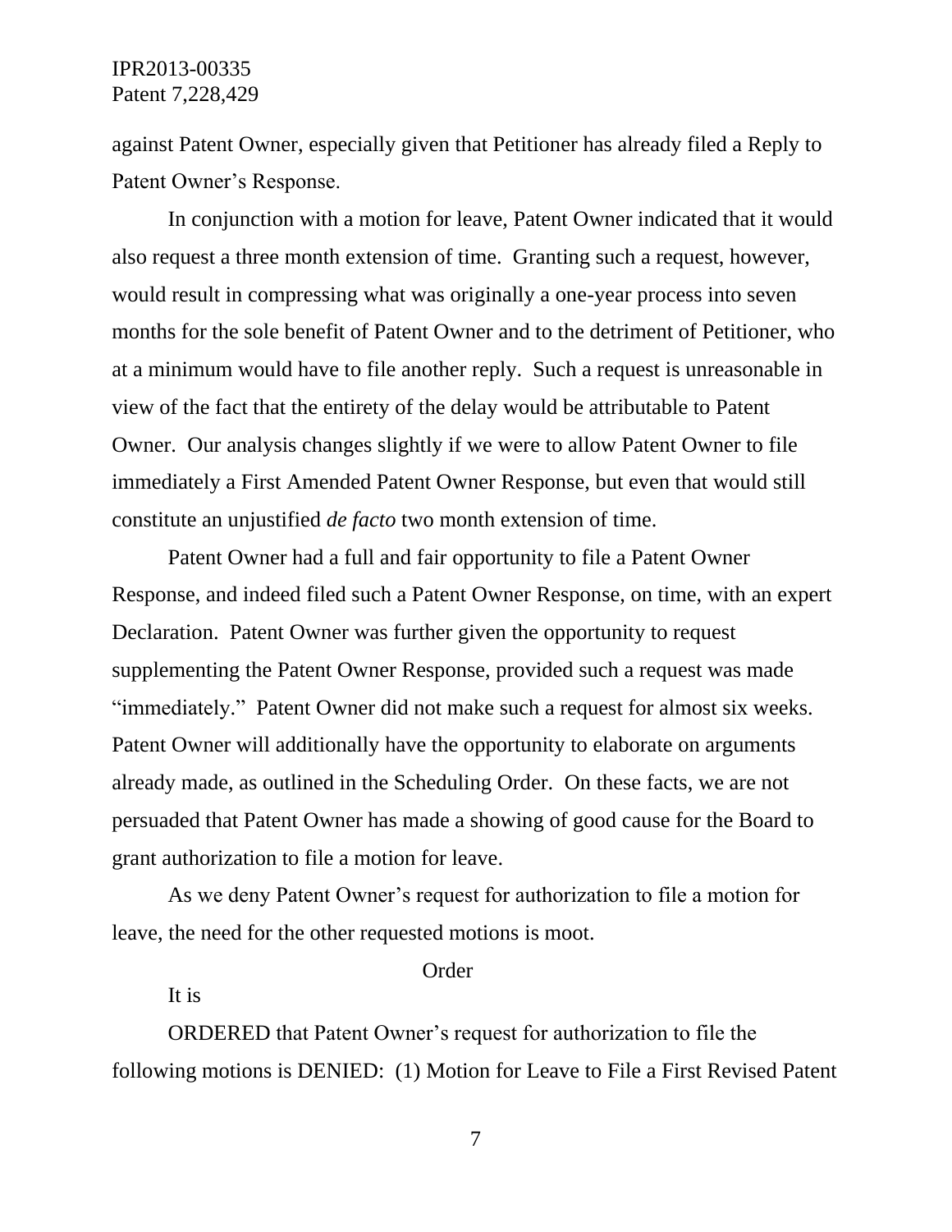against Patent Owner, especially given that Petitioner has already filed a Reply to Patent Owner's Response.

In conjunction with a motion for leave, Patent Owner indicated that it would also request a three month extension of time. Granting such a request, however, would result in compressing what was originally a one-year process into seven months for the sole benefit of Patent Owner and to the detriment of Petitioner, who at a minimum would have to file another reply. Such a request is unreasonable in view of the fact that the entirety of the delay would be attributable to Patent Owner. Our analysis changes slightly if we were to allow Patent Owner to file immediately a First Amended Patent Owner Response, but even that would still constitute an unjustified *de facto* two month extension of time.

Patent Owner had a full and fair opportunity to file a Patent Owner Response, and indeed filed such a Patent Owner Response, on time, with an expert Declaration. Patent Owner was further given the opportunity to request supplementing the Patent Owner Response, provided such a request was made "immediately." Patent Owner did not make such a request for almost six weeks. Patent Owner will additionally have the opportunity to elaborate on arguments already made, as outlined in the Scheduling Order. On these facts, we are not persuaded that Patent Owner has made a showing of good cause for the Board to grant authorization to file a motion for leave.

As we deny Patent Owner's request for authorization to file a motion for leave, the need for the other requested motions is moot.

Order

It is

ORDERED that Patent Owner's request for authorization to file the following motions is DENIED: (1) Motion for Leave to File a First Revised Patent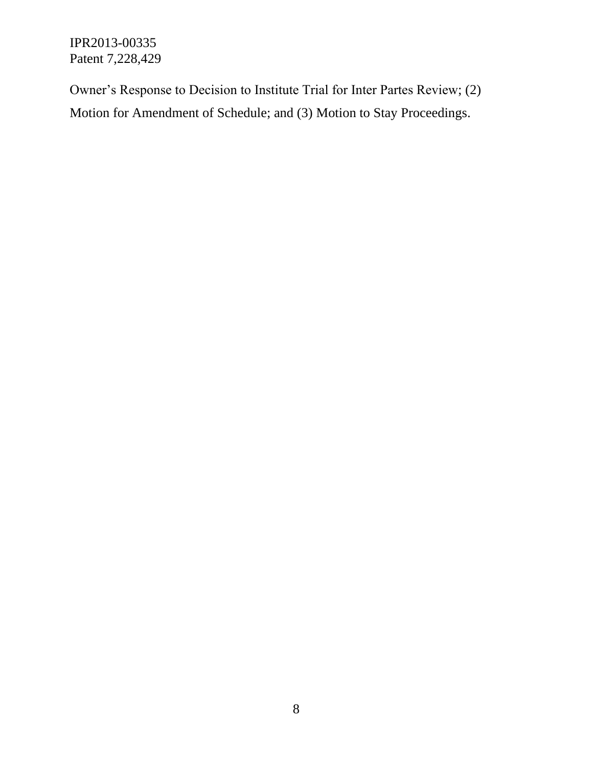Owner's Response to Decision to Institute Trial for Inter Partes Review; (2) Motion for Amendment of Schedule; and (3) Motion to Stay Proceedings.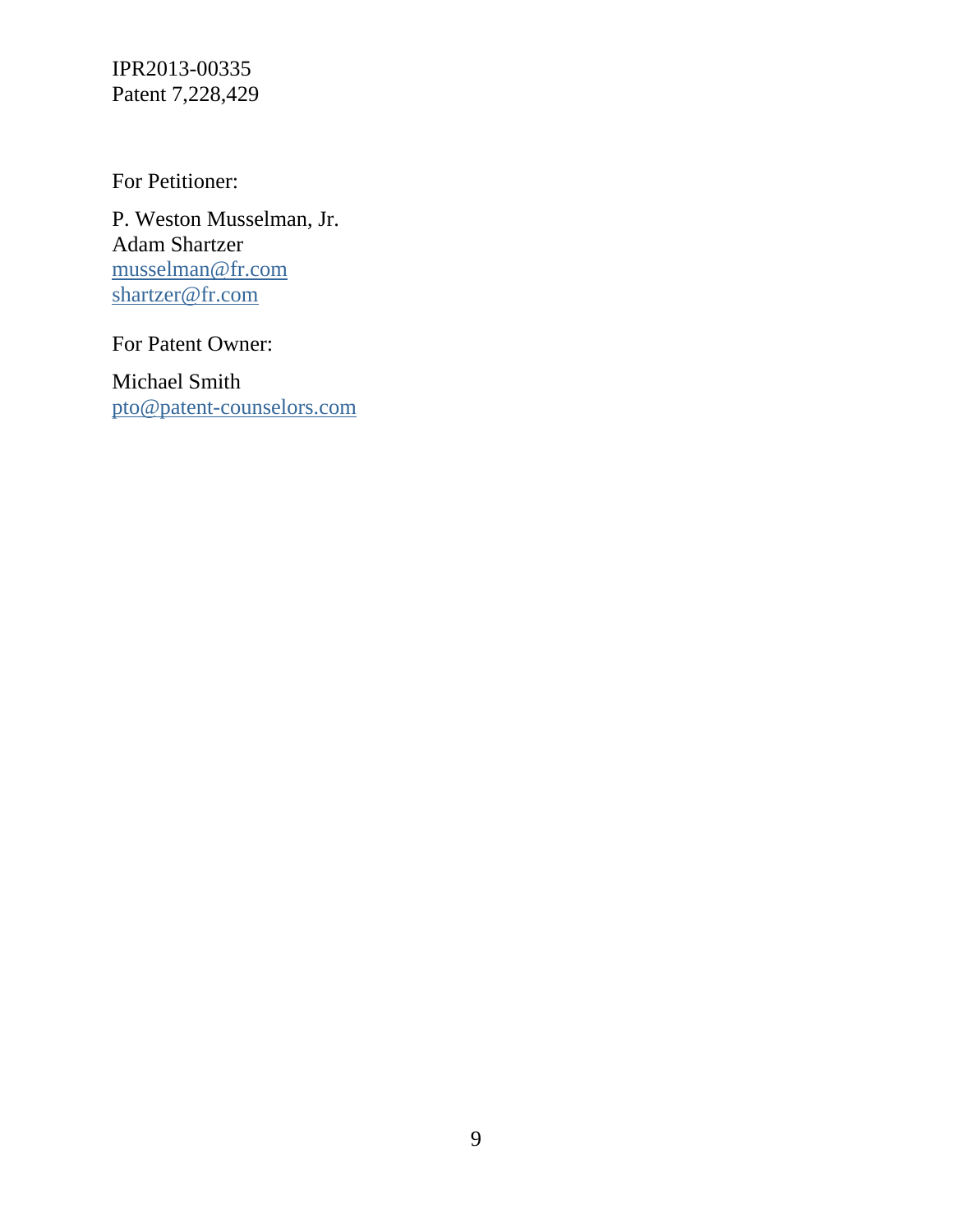For Petitioner:

P. Weston Musselman, Jr.
Adam Shartzer
musselman@fr.com
shartzer@fr.com

For Patent Owner:

Michael Smith
pto@patent-counselors.com